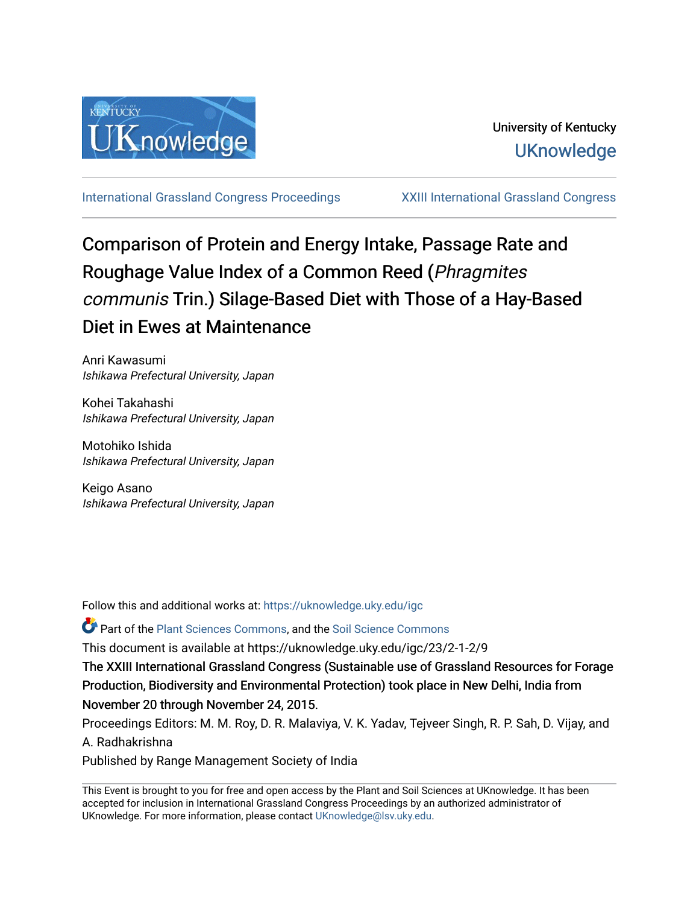University of Kentucky

UKnowledge

International Grassland Congress Proceedings

XXIII International Grassland Congress

# Comparison of Protein and Energy Intake, Passage Rate and Roughage Value Index of a Common Reed (*Phragmites communis* Trin.) Silage-Based Diet with Those of a Hay-Based Diet in Ewes at Maintenance

Anri Kawasumi
*Ishikawa Prefectural University, Japan*

Kohei Takahashi
*Ishikawa Prefectural University, Japan*

Motohiko Ishida
*Ishikawa Prefectural University, Japan*

Keigo Asano
*Ishikawa Prefectural University, Japan*

Follow this and additional works at: https://uknowledge.uky.edu/igc

Part of the Plant Sciences Commons, and the Soil Science Commons

This document is available at https://uknowledge.uky.edu/igc/23/2-1-2/9

The XXIII International Grassland Congress (Sustainable use of Grassland Resources for Forage Production, Biodiversity and Environmental Protection) took place in New Delhi, India from November 20 through November 24, 2015.

Proceedings Editors: M. M. Roy, D. R. Malaviya, V. K. Yadav, Tejveer Singh, R. P. Sah, D. Vijay, and A. Radhakrishna

Published by Range Management Society of India

This Event is brought to you for free and open access by the Plant and Soil Sciences at UKnowledge. It has been accepted for inclusion in International Grassland Congress Proceedings by an authorized administrator of UKnowledge. For more information, please contact UKnowledge@lsv.uky.edu.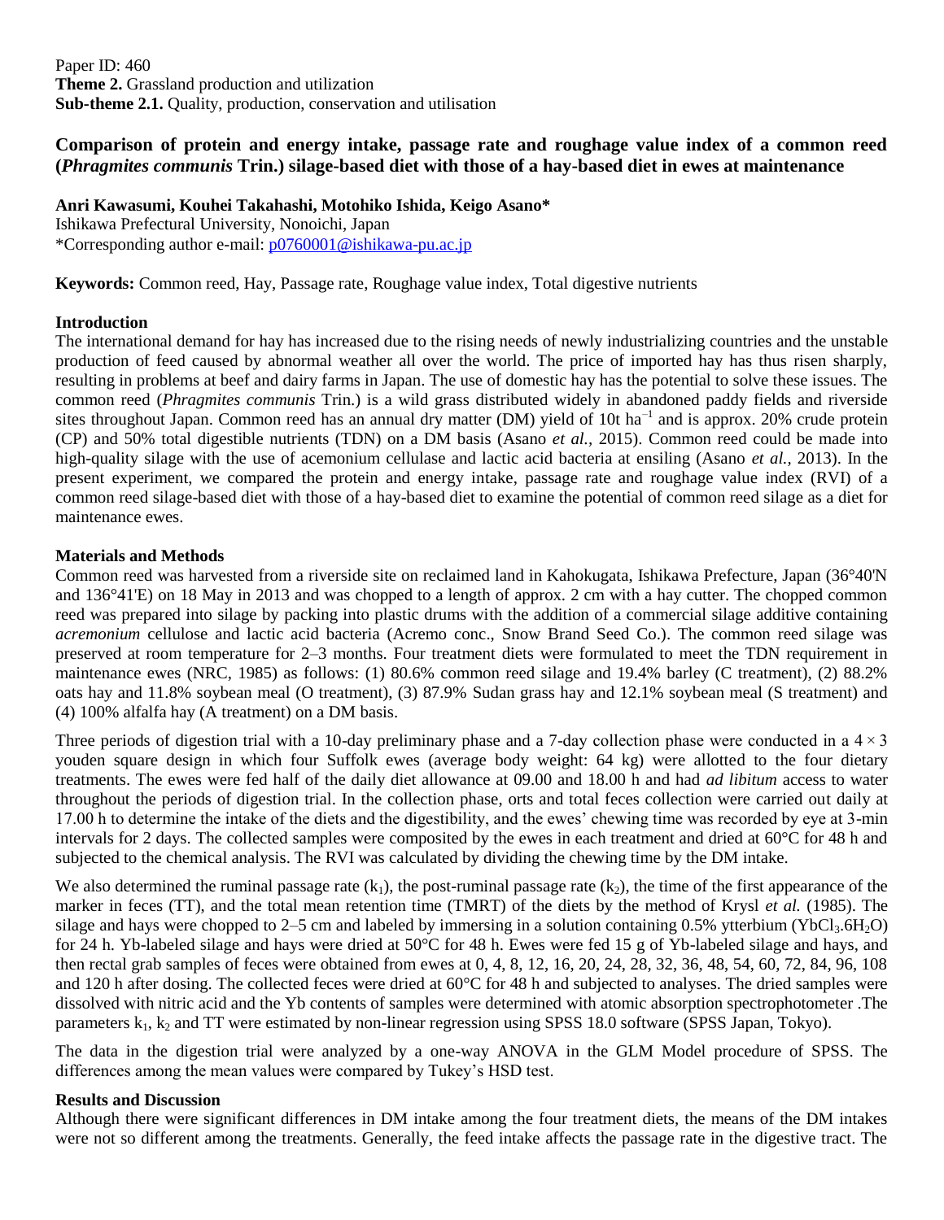Paper ID: 460
**Theme 2.** Grassland production and utilization
**Sub-theme 2.1.** Quality, production, conservation and utilisation

## Comparison of protein and energy intake, passage rate and roughage value index of a common reed (*Phragmites communis* Trin.) silage-based diet with those of a hay-based diet in ewes at maintenance

**Anri Kawasumi, Kouhei Takahashi, Motohiko Ishida, Keigo Asano***
Ishikawa Prefectural University, Nonoichi, Japan
*Corresponding author e-mail: p0760001@ishikawa-pu.ac.jp

**Keywords:** Common reed, Hay, Passage rate, Roughage value index, Total digestive nutrients

### Introduction

The international demand for hay has increased due to the rising needs of newly industrializing countries and the unstable production of feed caused by abnormal weather all over the world. The price of imported hay has thus risen sharply, resulting in problems at beef and dairy farms in Japan. The use of domestic hay has the potential to solve these issues. The common reed (*Phragmites communis* Trin.) is a wild grass distributed widely in abandoned paddy fields and riverside sites throughout Japan. Common reed has an annual dry matter (DM) yield of 10t ha$^{-1}$ and is approx. 20% crude protein (CP) and 50% total digestible nutrients (TDN) on a DM basis (Asano *et al.*, 2015). Common reed could be made into high-quality silage with the use of acemonium cellulase and lactic acid bacteria at ensiling (Asano *et al.*, 2013). In the present experiment, we compared the protein and energy intake, passage rate and roughage value index (RVI) of a common reed silage-based diet with those of a hay-based diet to examine the potential of common reed silage as a diet for maintenance ewes.

### Materials and Methods

Common reed was harvested from a riverside site on reclaimed land in Kahokugata, Ishikawa Prefecture, Japan (36°40'N and 136°41'E) on 18 May in 2013 and was chopped to a length of approx. 2 cm with a hay cutter. The chopped common reed was prepared into silage by packing into plastic drums with the addition of a commercial silage additive containing *acremonium* cellulose and lactic acid bacteria (Acremo conc., Snow Brand Seed Co.). The common reed silage was preserved at room temperature for 2–3 months. Four treatment diets were formulated to meet the TDN requirement in maintenance ewes (NRC, 1985) as follows: (1) 80.6% common reed silage and 19.4% barley (C treatment), (2) 88.2% oats hay and 11.8% soybean meal (O treatment), (3) 87.9% Sudan grass hay and 12.1% soybean meal (S treatment) and (4) 100% alfalfa hay (A treatment) on a DM basis.

Three periods of digestion trial with a 10-day preliminary phase and a 7-day collection phase were conducted in a 4 × 3 youden square design in which four Suffolk ewes (average body weight: 64 kg) were allotted to the four dietary treatments. The ewes were fed half of the daily diet allowance at 09.00 and 18.00 h and had *ad libitum* access to water throughout the periods of digestion trial. In the collection phase, orts and total feces collection were carried out daily at 17.00 h to determine the intake of the diets and the digestibility, and the ewes' chewing time was recorded by eye at 3-min intervals for 2 days. The collected samples were composited by the ewes in each treatment and dried at 60°C for 48 h and subjected to the chemical analysis. The RVI was calculated by dividing the chewing time by the DM intake.

We also determined the ruminal passage rate ($k_1$), the post-ruminal passage rate ($k_2$), the time of the first appearance of the marker in feces (TT), and the total mean retention time (TMRT) of the diets by the method of Krysl *et al.* (1985). The silage and hays were chopped to 2–5 cm and labeled by immersing in a solution containing 0.5% ytterbium ($YbCl_3.6H_2O$) for 24 h. Yb-labeled silage and hays were dried at 50°C for 48 h. Ewes were fed 15 g of Yb-labeled silage and hays, and then rectal grab samples of feces were obtained from ewes at 0, 4, 8, 12, 16, 20, 24, 28, 32, 36, 48, 54, 60, 72, 84, 96, 108 and 120 h after dosing. The collected feces were dried at 60°C for 48 h and subjected to analyses. The dried samples were dissolved with nitric acid and the Yb contents of samples were determined with atomic absorption spectrophotometer .The parameters $k_1$, $k_2$ and TT were estimated by non-linear regression using SPSS 18.0 software (SPSS Japan, Tokyo).

The data in the digestion trial were analyzed by a one-way ANOVA in the GLM Model procedure of SPSS. The differences among the mean values were compared by Tukey's HSD test.

### Results and Discussion

Although there were significant differences in DM intake among the four treatment diets, the means of the DM intakes were not so different among the treatments. Generally, the feed intake affects the passage rate in the digestive tract. The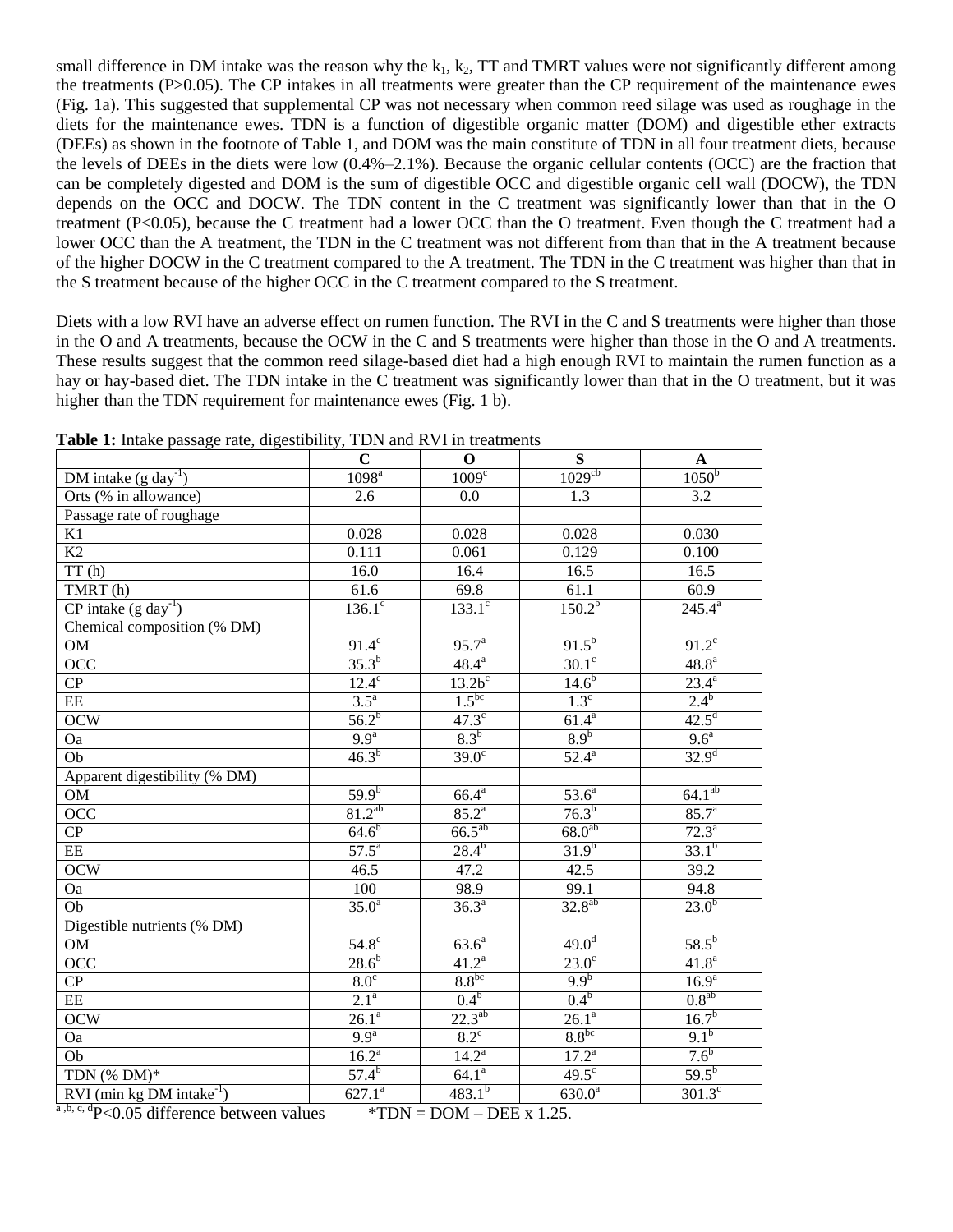small difference in DM intake was the reason why the $k_1$, $k_2$, TT and TMRT values were not significantly different among the treatments (P>0.05). The CP intakes in all treatments were greater than the CP requirement of the maintenance ewes (Fig. 1a). This suggested that supplemental CP was not necessary when common reed silage was used as roughage in the diets for the maintenance ewes. TDN is a function of digestible organic matter (DOM) and digestible ether extracts (DEEs) as shown in the footnote of Table 1, and DOM was the main constitute of TDN in all four treatment diets, because the levels of DEEs in the diets were low (0.4%–2.1%). Because the organic cellular contents (OCC) are the fraction that can be completely digested and DOM is the sum of digestible OCC and digestible organic cell wall (DOCW), the TDN depends on the OCC and DOCW. The TDN content in the C treatment was significantly lower than that in the O treatment (P<0.05), because the C treatment had a lower OCC than the O treatment. Even though the C treatment had a lower OCC than the A treatment, the TDN in the C treatment was not different from than that in the A treatment because of the higher DOCW in the C treatment compared to the A treatment. The TDN in the C treatment was higher than that in the S treatment because of the higher OCC in the C treatment compared to the S treatment.

Diets with a low RVI have an adverse effect on rumen function. The RVI in the C and S treatments were higher than those in the O and A treatments, because the OCW in the C and S treatments were higher than those in the O and A treatments. These results suggest that the common reed silage-based diet had a high enough RVI to maintain the rumen function as a hay or hay-based diet. The TDN intake in the C treatment was significantly lower than that in the O treatment, but it was higher than the TDN requirement for maintenance ewes (Fig. 1 b).

**Table 1:** Intake passage rate, digestibility, TDN and RVI in treatments

| | C | O | S | A |
|---|---|---|---|---|
| DM intake (g day$^{-1}$) | 1098$^{a}$ | 1009$^{c}$ | 1029$^{cb}$ | 1050$^{b}$ |
| Orts (% in allowance) | 2.6 | 0.0 | 1.3 | 3.2 |
| Passage rate of roughage | | | | |
| K1 | 0.028 | 0.028 | 0.028 | 0.030 |
| K2 | 0.111 | 0.061 | 0.129 | 0.100 |
| TT (h) | 16.0 | 16.4 | 16.5 | 16.5 |
| TMRT (h) | 61.6 | 69.8 | 61.1 | 60.9 |
| CP intake (g day$^{-1}$) | 136.1$^{c}$ | 133.1$^{c}$ | 150.2$^{b}$ | 245.4$^{a}$ |
| Chemical composition (% DM) | | | | |
| OM | 91.4$^{c}$ | 95.7$^{a}$ | 91.5$^{b}$ | 91.2$^{c}$ |
| OCC | 35.3$^{b}$ | 48.4$^{a}$ | 30.1$^{c}$ | 48.8$^{a}$ |
| CP | 12.4$^{c}$ | 13.2b$^{c}$ | 14.6$^{b}$ | 23.4$^{a}$ |
| EE | 3.5$^{a}$ | 1.5$^{bc}$ | 1.3$^{c}$ | 2.4$^{b}$ |
| OCW | 56.2$^{b}$ | 47.3$^{c}$ | 61.4$^{a}$ | 42.5$^{d}$ |
| Oa | 9.9$^{a}$ | 8.3$^{b}$ | 8.9$^{b}$ | 9.6$^{a}$ |
| Ob | 46.3$^{b}$ | 39.0$^{c}$ | 52.4$^{a}$ | 32.9$^{d}$ |
| Apparent digestibility (% DM) | | | | |
| OM | 59.9$^{b}$ | 66.4$^{a}$ | 53.6$^{a}$ | 64.1$^{ab}$ |
| OCC | 81.2$^{ab}$ | 85.2$^{a}$ | 76.3$^{b}$ | 85.7$^{a}$ |
| CP | 64.6$^{b}$ | 66.5$^{ab}$ | 68.0$^{ab}$ | 72.3$^{a}$ |
| EE | 57.5$^{a}$ | 28.4$^{b}$ | 31.9$^{b}$ | 33.1$^{b}$ |
| OCW | 46.5 | 47.2 | 42.5 | 39.2 |
| Oa | 100 | 98.9 | 99.1 | 94.8 |
| Ob | 35.0$^{a}$ | 36.3$^{a}$ | 32.8$^{ab}$ | 23.0$^{b}$ |
| Digestible nutrients (% DM) | | | | |
| OM | 54.8$^{c}$ | 63.6$^{a}$ | 49.0$^{d}$ | 58.5$^{b}$ |
| OCC | 28.6$^{b}$ | 41.2$^{a}$ | 23.0$^{c}$ | 41.8$^{a}$ |
| CP | 8.0$^{c}$ | 8.8$^{bc}$ | 9.9$^{b}$ | 16.9$^{a}$ |
| EE | 2.1$^{a}$ | 0.4$^{b}$ | 0.4$^{b}$ | 0.8$^{ab}$ |
| OCW | 26.1$^{a}$ | 22.3$^{ab}$ | 26.1$^{a}$ | 16.7$^{b}$ |
| Oa | 9.9$^{a}$ | 8.2$^{c}$ | 8.8$^{bc}$ | 9.1$^{b}$ |
| Ob | 16.2$^{a}$ | 14.2$^{a}$ | 17.2$^{a}$ | 7.6$^{b}$ |
| TDN (% DM)* | 57.4$^{b}$ | 64.1$^{a}$ | 49.5$^{c}$ | 59.5$^{b}$ |
| RVI (min kg DM intake$^{-1}$) | 627.1$^{a}$ | 483.1$^{b}$ | 630.0$^{a}$ | 301.3$^{c}$ |

$^{a,b,c,d}$P<0.05 difference between values *TDN = DOM – DEE x 1.25.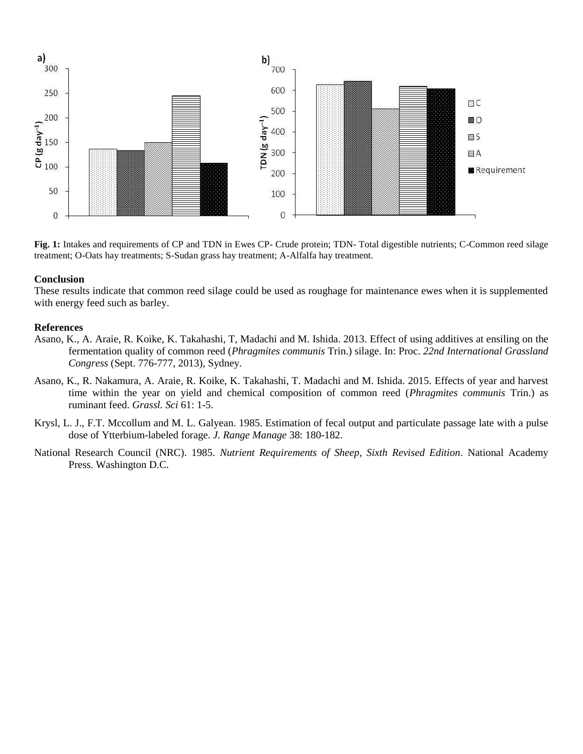a)

300
250
200
150
100
50
0

CP (g day$^{-1}$)

b)

700
600
500
400
300
200
100
0

TDN (g day$^{-1}$)

C
O
S
A
Requirement

**Fig. 1:** Intakes and requirements of CP and TDN in Ewes CP- Crude protein; TDN- Total digestible nutrients; C-Common reed silage treatment; O-Oats hay treatments; S-Sudan grass hay treatment; A-Alfalfa hay treatment.

**Conclusion**

These results indicate that common reed silage could be used as roughage for maintenance ewes when it is supplemented with energy feed such as barley.

**References**

Asano, K., A. Araie, R. Koike, K. Takahashi, T, Madachi and M. Ishida. 2013. Effect of using additives at ensiling on the fermentation quality of common reed (*Phragmites communis* Trin.) silage. In: Proc. *22nd International Grassland Congress* (Sept. 776-777, 2013), Sydney.

Asano, K., R. Nakamura, A. Araie, R. Koike, K. Takahashi, T. Madachi and M. Ishida. 2015. Effects of year and harvest time within the year on yield and chemical composition of common reed (*Phragmites communis* Trin.) as ruminant feed. *Grassl. Sci* 61: 1-5.

Krysl, L. J., F.T. Mccollum and M. L. Galyean. 1985. Estimation of fecal output and particulate passage late with a pulse dose of Ytterbium-labeled forage. *J. Range Manage* 38: 180-182.

National Research Council (NRC). 1985. *Nutrient Requirements of Sheep, Sixth Revised Edition*. National Academy Press. Washington D.C.